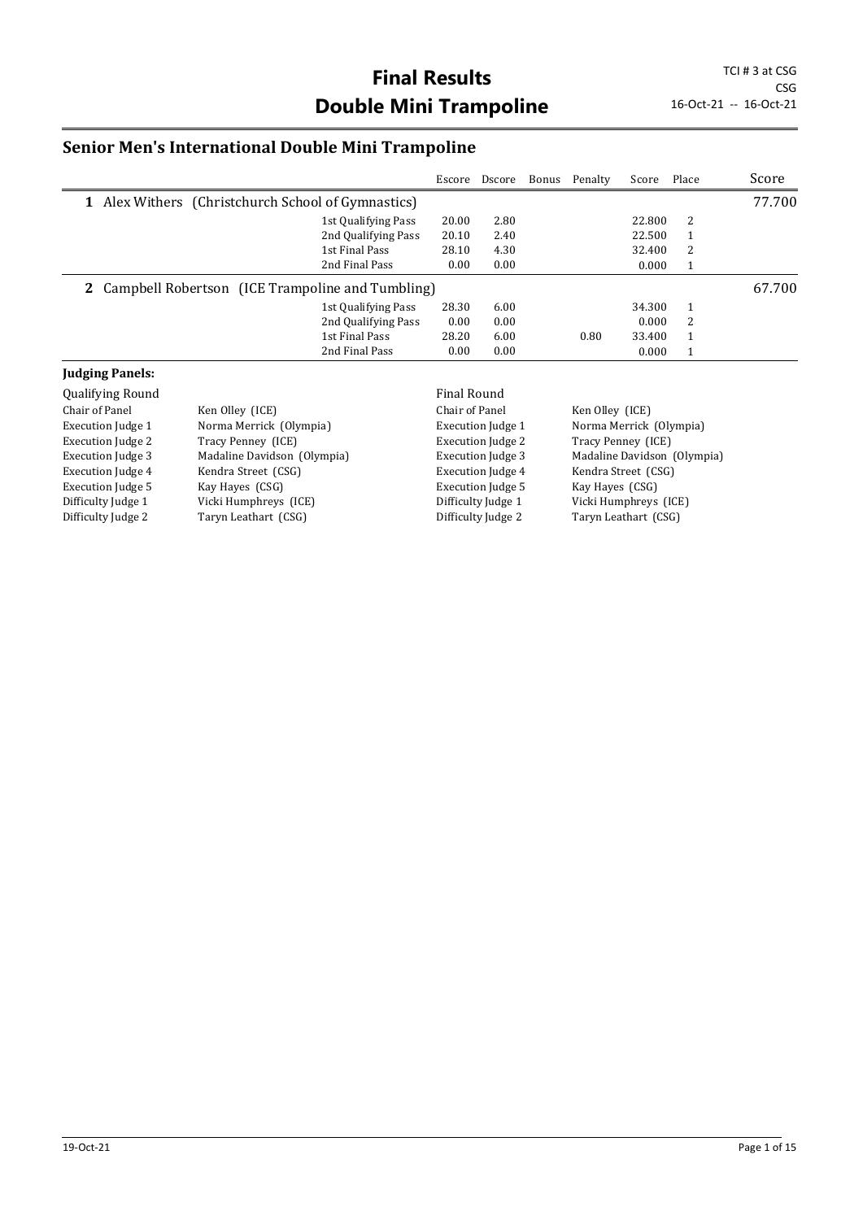# Final Results
# Double Mini Trampoline

TCI # 3 at CSG
CSG
16-Oct-21 -- 16-Oct-21

## Senior Men's International Double Mini Trampoline

| | | Escore | Dscore | Bonus | Penalty | Score | Place | Score |
|---|---|---|---|---|---|---|---|---|
| **1** Alex Withers (Christchurch School of Gymnastics) | | | | | | | | 77.700 |
| | 1st Qualifying Pass | 20.00 | 2.80 | | | 22.800 | 2 | |
| | 2nd Qualifying Pass | 20.10 | 2.40 | | | 22.500 | 1 | |
| | 1st Final Pass | 28.10 | 4.30 | | | 32.400 | 2 | |
| | 2nd Final Pass | 0.00 | 0.00 | | | 0.000 | 1 | |
| **2** Campbell Robertson (ICE Trampoline and Tumbling) | | | | | | | | 67.700 |
| | 1st Qualifying Pass | 28.30 | 6.00 | | | 34.300 | 1 | |
| | 2nd Qualifying Pass | 0.00 | 0.00 | | | 0.000 | 2 | |
| | 1st Final Pass | 28.20 | 6.00 | | 0.80 | 33.400 | 1 | |
| | 2nd Final Pass | 0.00 | 0.00 | | | 0.000 | 1 | |

**Judging Panels:**

| Qualifying Round | | Final Round | |
|---|---|---|---|
| Chair of Panel | Ken Olley (ICE) | Chair of Panel | Ken Olley (ICE) |
| Execution Judge 1 | Norma Merrick (Olympia) | Execution Judge 1 | Norma Merrick (Olympia) |
| Execution Judge 2 | Tracy Penney (ICE) | Execution Judge 2 | Tracy Penney (ICE) |
| Execution Judge 3 | Madaline Davidson (Olympia) | Execution Judge 3 | Madaline Davidson (Olympia) |
| Execution Judge 4 | Kendra Street (CSG) | Execution Judge 4 | Kendra Street (CSG) |
| Execution Judge 5 | Kay Hayes (CSG) | Execution Judge 5 | Kay Hayes (CSG) |
| Difficulty Judge 1 | Vicki Humphreys (ICE) | Difficulty Judge 1 | Vicki Humphreys (ICE) |
| Difficulty Judge 2 | Taryn Leathart (CSG) | Difficulty Judge 2 | Taryn Leathart (CSG) |

19-Oct-21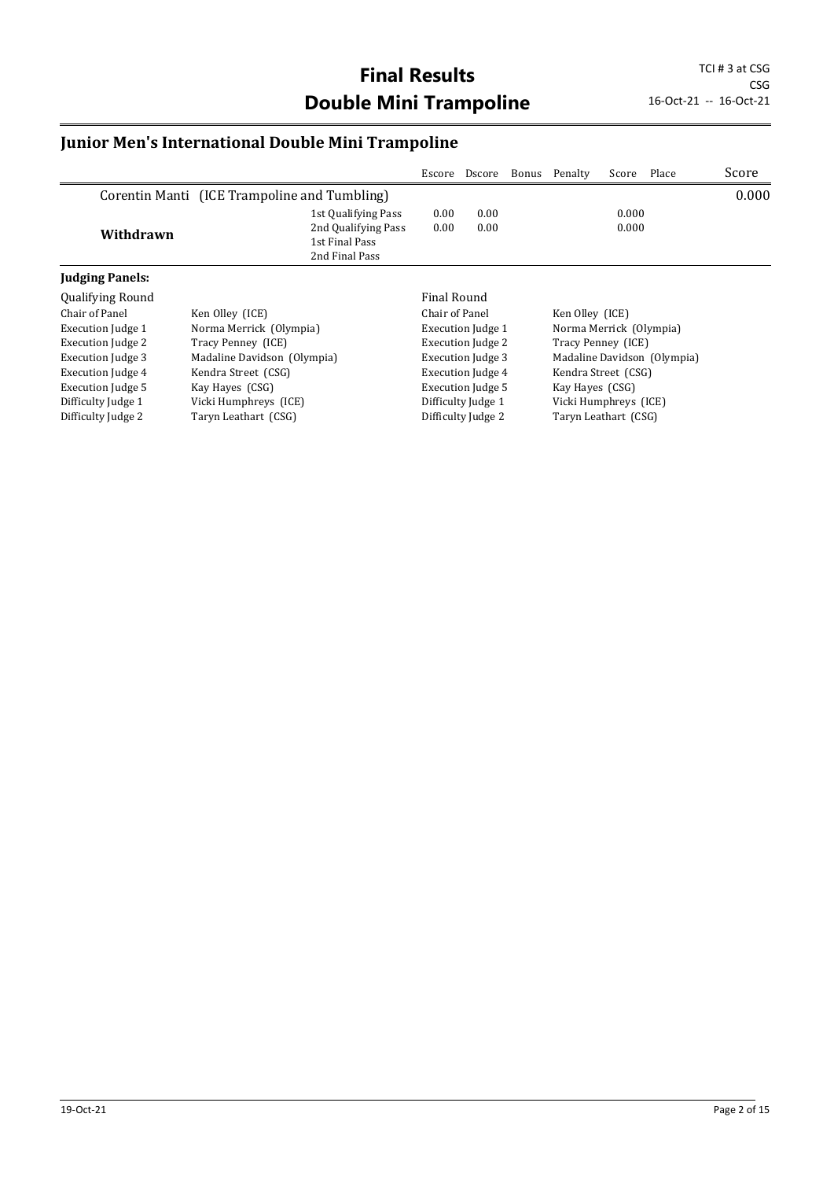# Final Results
# Double Mini Trampoline

TCI # 3 at CSG
CSG
16-Oct-21 -- 16-Oct-21

## Junior Men's International Double Mini Trampoline

| | | Escore | Dscore | Bonus | Penalty | Score | Place | Score |
|---|---|---|---|---|---|---|---|---|
| Corentin Manti (ICE Trampoline and Tumbling) | | | | | | | | 0.000 |
| **Withdrawn** | 1st Qualifying Pass | 0.00 | 0.00 | | | 0.000 | | |
| | 2nd Qualifying Pass | 0.00 | 0.00 | | | 0.000 | | |
| | 1st Final Pass | | | | | | | |
| | 2nd Final Pass | | | | | | | |

**Judging Panels:**

| Qualifying Round | | Final Round | |
|---|---|---|---|
| Chair of Panel | Ken Olley (ICE) | Chair of Panel | Ken Olley (ICE) |
| Execution Judge 1 | Norma Merrick (Olympia) | Execution Judge 1 | Norma Merrick (Olympia) |
| Execution Judge 2 | Tracy Penney (ICE) | Execution Judge 2 | Tracy Penney (ICE) |
| Execution Judge 3 | Madaline Davidson (Olympia) | Execution Judge 3 | Madaline Davidson (Olympia) |
| Execution Judge 4 | Kendra Street (CSG) | Execution Judge 4 | Kendra Street (CSG) |
| Execution Judge 5 | Kay Hayes (CSG) | Execution Judge 5 | Kay Hayes (CSG) |
| Difficulty Judge 1 | Vicki Humphreys (ICE) | Difficulty Judge 1 | Vicki Humphreys (ICE) |
| Difficulty Judge 2 | Taryn Leathart (CSG) | Difficulty Judge 2 | Taryn Leathart (CSG) |

19-Oct-21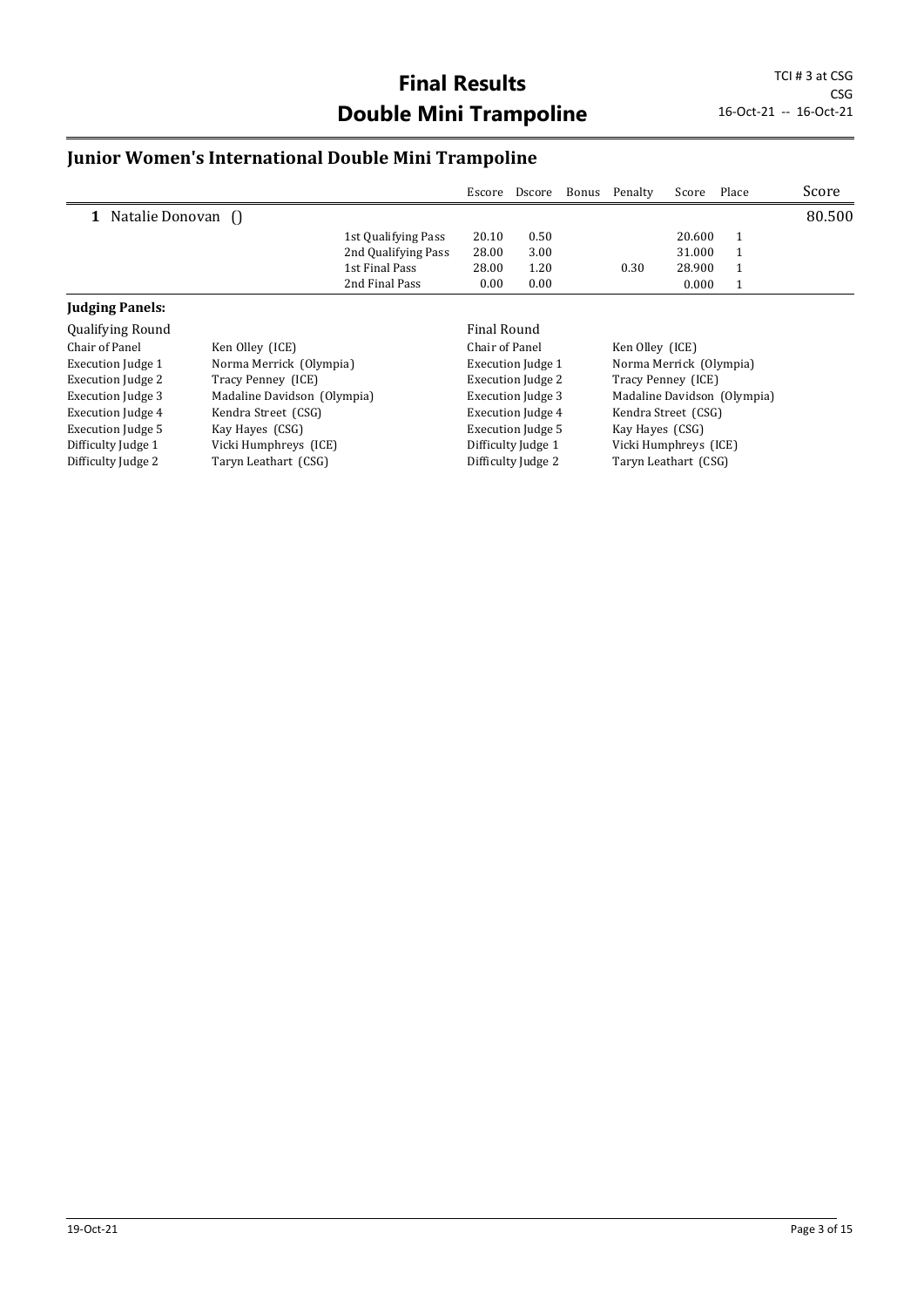# Final Results
# Double Mini Trampoline

TCI # 3 at CSG
CSG
16-Oct-21 -- 16-Oct-21

## Junior Women's International Double Mini Trampoline

| | | Escore | Dscore | Bonus | Penalty | Score | Place | Score |
|---|---|---|---|---|---|---|---|---|
| **1** Natalie Donovan () | | | | | | | | 80.500 |
| | 1st Qualifying Pass | 20.10 | 0.50 | | | 20.600 | 1 | |
| | 2nd Qualifying Pass | 28.00 | 3.00 | | | 31.000 | 1 | |
| | 1st Final Pass | 28.00 | 1.20 | | 0.30 | 28.900 | 1 | |
| | 2nd Final Pass | 0.00 | 0.00 | | | 0.000 | 1 | |

**Judging Panels:**

| Qualifying Round | | Final Round | |
|---|---|---|---|
| Chair of Panel | Ken Olley (ICE) | Chair of Panel | Ken Olley (ICE) |
| Execution Judge 1 | Norma Merrick (Olympia) | Execution Judge 1 | Norma Merrick (Olympia) |
| Execution Judge 2 | Tracy Penney (ICE) | Execution Judge 2 | Tracy Penney (ICE) |
| Execution Judge 3 | Madaline Davidson (Olympia) | Execution Judge 3 | Madaline Davidson (Olympia) |
| Execution Judge 4 | Kendra Street (CSG) | Execution Judge 4 | Kendra Street (CSG) |
| Execution Judge 5 | Kay Hayes (CSG) | Execution Judge 5 | Kay Hayes (CSG) |
| Difficulty Judge 1 | Vicki Humphreys (ICE) | Difficulty Judge 1 | Vicki Humphreys (ICE) |
| Difficulty Judge 2 | Taryn Leathart (CSG) | Difficulty Judge 2 | Taryn Leathart (CSG) |

19-Oct-21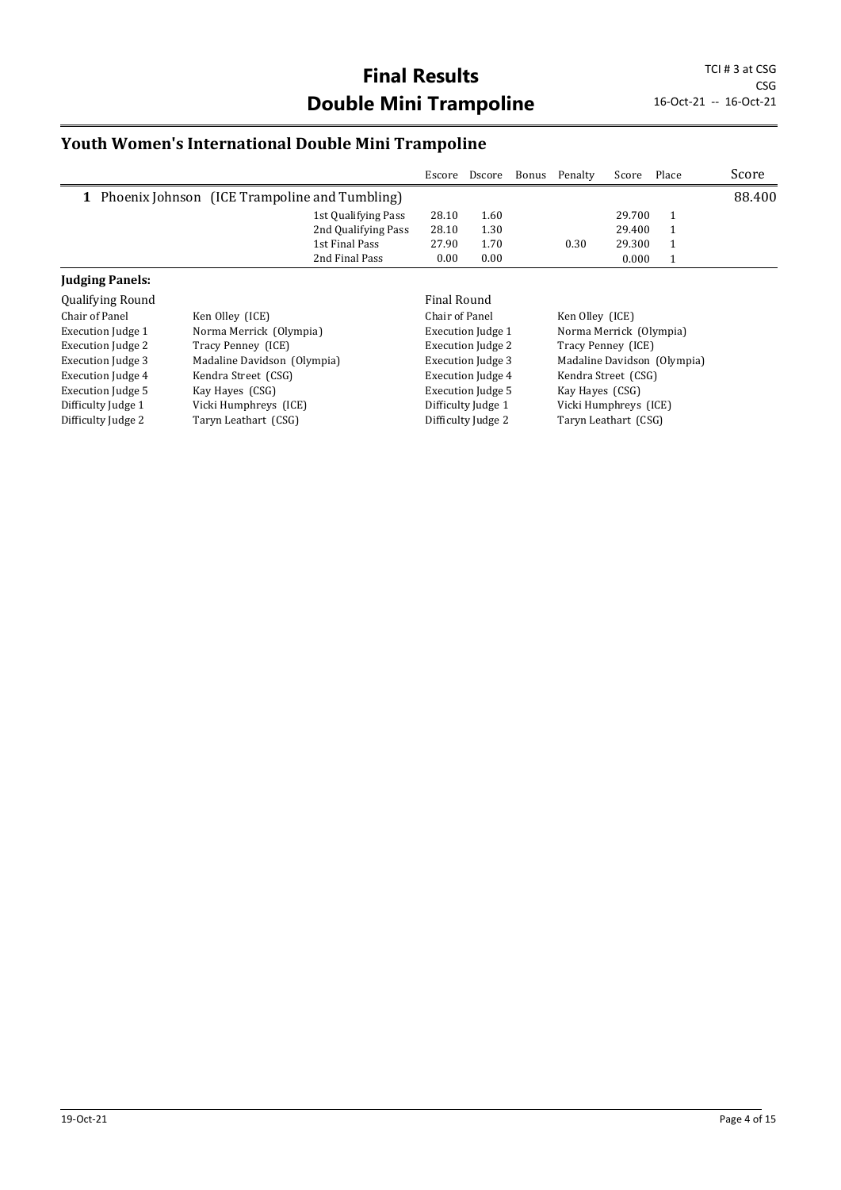# Final Results
# Double Mini Trampoline

TCI # 3 at CSG
CSG
16-Oct-21 -- 16-Oct-21

## Youth Women's International Double Mini Trampoline

| | | Escore | Dscore | Bonus | Penalty | Score | Place | Score |
|---|---|---|---|---|---|---|---|---|
| **1** | Phoenix Johnson (ICE Trampoline and Tumbling) | | | | | | | 88.400 |
| | 1st Qualifying Pass | 28.10 | 1.60 | | | 29.700 | 1 | |
| | 2nd Qualifying Pass | 28.10 | 1.30 | | | 29.400 | 1 | |
| | 1st Final Pass | 27.90 | 1.70 | | 0.30 | 29.300 | 1 | |
| | 2nd Final Pass | 0.00 | 0.00 | | | 0.000 | 1 | |

**Judging Panels:**

| Qualifying Round | | Final Round | |
|---|---|---|---|
| Chair of Panel | Ken Olley (ICE) | Chair of Panel | Ken Olley (ICE) |
| Execution Judge 1 | Norma Merrick (Olympia) | Execution Judge 1 | Norma Merrick (Olympia) |
| Execution Judge 2 | Tracy Penney (ICE) | Execution Judge 2 | Tracy Penney (ICE) |
| Execution Judge 3 | Madaline Davidson (Olympia) | Execution Judge 3 | Madaline Davidson (Olympia) |
| Execution Judge 4 | Kendra Street (CSG) | Execution Judge 4 | Kendra Street (CSG) |
| Execution Judge 5 | Kay Hayes (CSG) | Execution Judge 5 | Kay Hayes (CSG) |
| Difficulty Judge 1 | Vicki Humphreys (ICE) | Difficulty Judge 1 | Vicki Humphreys (ICE) |
| Difficulty Judge 2 | Taryn Leathart (CSG) | Difficulty Judge 2 | Taryn Leathart (CSG) |

19-Oct-21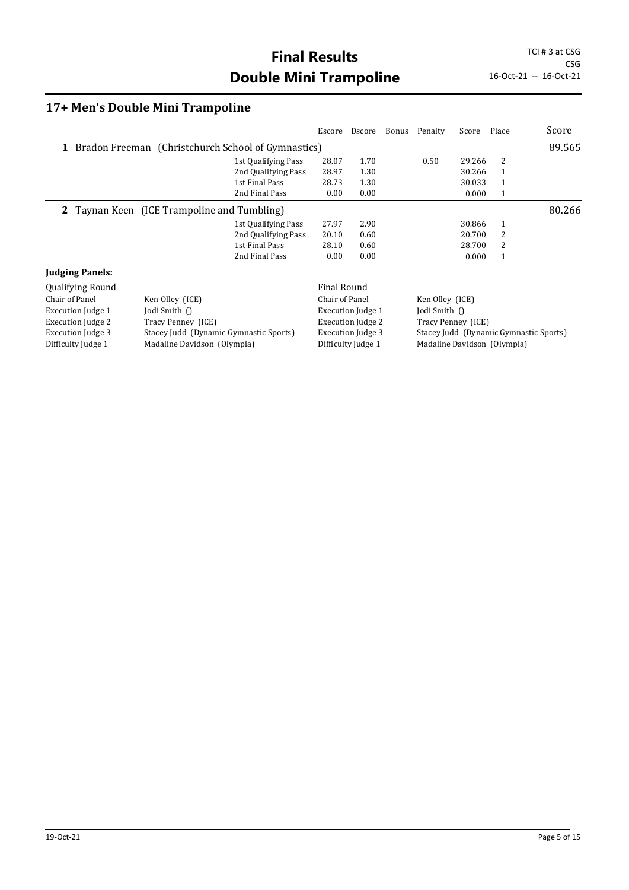# Final Results
# Double Mini Trampoline

TCI # 3 at CSG
CSG
16-Oct-21 -- 16-Oct-21

## 17+ Men's Double Mini Trampoline

| | | Escore | Dscore | Bonus | Penalty | Score | Place | Score |
|---|---|---|---|---|---|---|---|---|
| **1** Bradon Freeman (Christchurch School of Gymnastics) | | | | | | | | 89.565 |
| | 1st Qualifying Pass | 28.07 | 1.70 | | 0.50 | 29.266 | 2 | |
| | 2nd Qualifying Pass | 28.97 | 1.30 | | | 30.266 | 1 | |
| | 1st Final Pass | 28.73 | 1.30 | | | 30.033 | 1 | |
| | 2nd Final Pass | 0.00 | 0.00 | | | 0.000 | 1 | |
| **2** Taynan Keen (ICE Trampoline and Tumbling) | | | | | | | | 80.266 |
| | 1st Qualifying Pass | 27.97 | 2.90 | | | 30.866 | 1 | |
| | 2nd Qualifying Pass | 20.10 | 0.60 | | | 20.700 | 2 | |
| | 1st Final Pass | 28.10 | 0.60 | | | 28.700 | 2 | |
| | 2nd Final Pass | 0.00 | 0.00 | | | 0.000 | 1 | |

### Judging Panels:

| Qualifying Round | | Final Round | |
|---|---|---|---|
| Chair of Panel | Ken Olley (ICE) | Chair of Panel | Ken Olley (ICE) |
| Execution Judge 1 | Jodi Smith () | Execution Judge 1 | Jodi Smith () |
| Execution Judge 2 | Tracy Penney (ICE) | Execution Judge 2 | Tracy Penney (ICE) |
| Execution Judge 3 | Stacey Judd (Dynamic Gymnastic Sports) | Execution Judge 3 | Stacey Judd (Dynamic Gymnastic Sports) |
| Difficulty Judge 1 | Madaline Davidson (Olympia) | Difficulty Judge 1 | Madaline Davidson (Olympia) |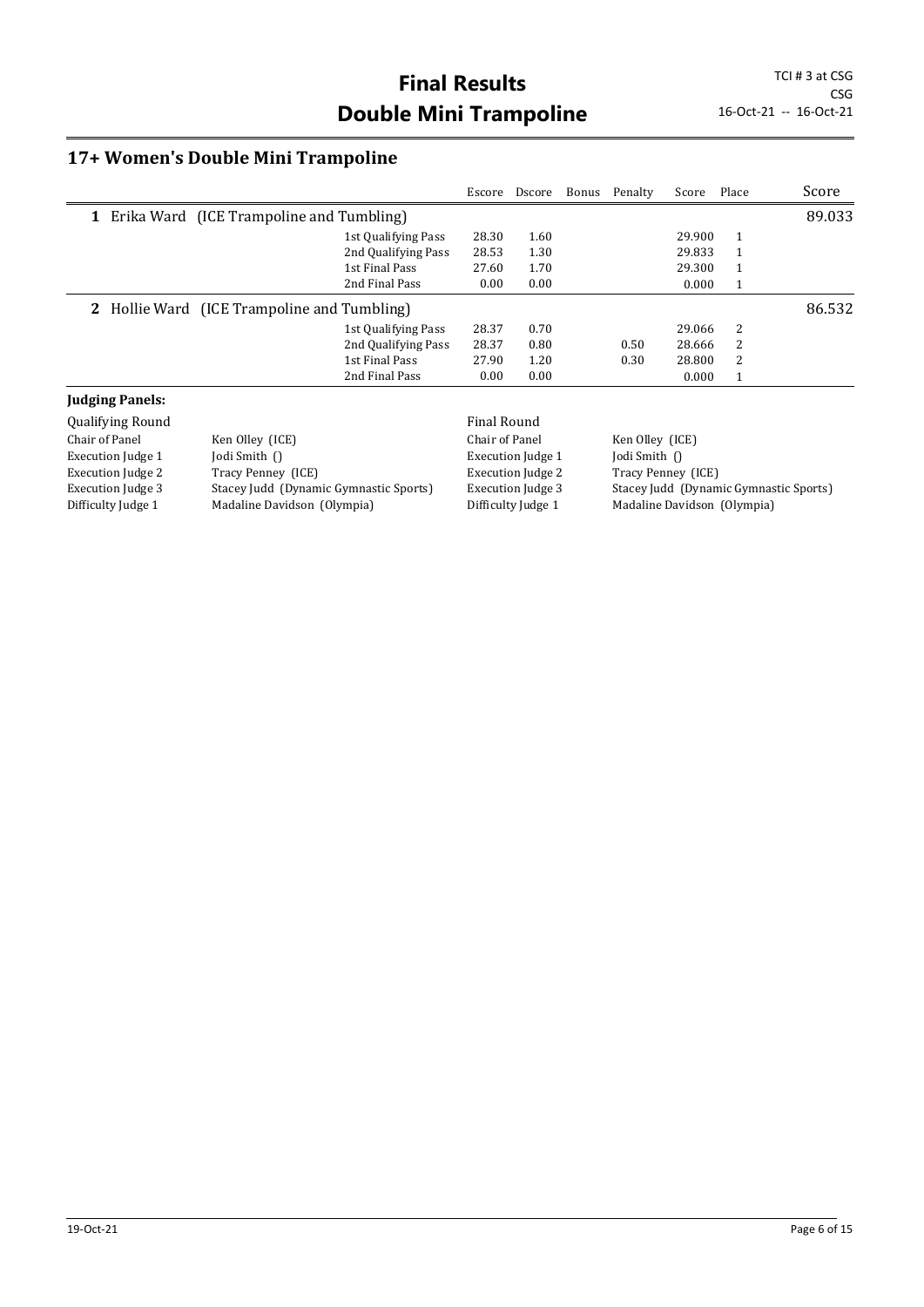# Final Results
# Double Mini Trampoline

TCI # 3 at CSG
CSG
16-Oct-21 -- 16-Oct-21

## 17+ Women's Double Mini Trampoline

| | | Escore | Dscore | Bonus | Penalty | Score | Place | Score |
|---|---|---|---|---|---|---|---|---|
| **1** Erika Ward (ICE Trampoline and Tumbling) | | | | | | | | 89.033 |
| | 1st Qualifying Pass | 28.30 | 1.60 | | | 29.900 | 1 | |
| | 2nd Qualifying Pass | 28.53 | 1.30 | | | 29.833 | 1 | |
| | 1st Final Pass | 27.60 | 1.70 | | | 29.300 | 1 | |
| | 2nd Final Pass | 0.00 | 0.00 | | | 0.000 | 1 | |
| **2** Hollie Ward (ICE Trampoline and Tumbling) | | | | | | | | 86.532 |
| | 1st Qualifying Pass | 28.37 | 0.70 | | | 29.066 | 2 | |
| | 2nd Qualifying Pass | 28.37 | 0.80 | | 0.50 | 28.666 | 2 | |
| | 1st Final Pass | 27.90 | 1.20 | | 0.30 | 28.800 | 2 | |
| | 2nd Final Pass | 0.00 | 0.00 | | | 0.000 | 1 | |

**Judging Panels:**

| Qualifying Round | | Final Round | |
|---|---|---|---|
| Chair of Panel | Ken Olley (ICE) | Chair of Panel | Ken Olley (ICE) |
| Execution Judge 1 | Jodi Smith () | Execution Judge 1 | Jodi Smith () |
| Execution Judge 2 | Tracy Penney (ICE) | Execution Judge 2 | Tracy Penney (ICE) |
| Execution Judge 3 | Stacey Judd (Dynamic Gymnastic Sports) | Execution Judge 3 | Stacey Judd (Dynamic Gymnastic Sports) |
| Difficulty Judge 1 | Madaline Davidson (Olympia) | Difficulty Judge 1 | Madaline Davidson (Olympia) |

19-Oct-21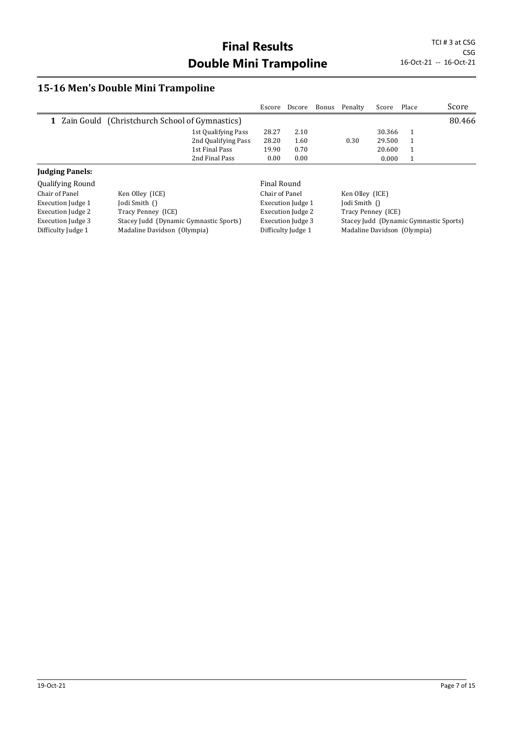# Final Results
# Double Mini Trampoline

TCI # 3 at CSG
CSG
16-Oct-21 -- 16-Oct-21

## 15-16 Men's Double Mini Trampoline

| | | Escore | Dscore | Bonus | Penalty | Score | Place | Score |
|---|---|---|---|---|---|---|---|---|
| **1** Zain Gould (Christchurch School of Gymnastics) | | | | | | | | 80.466 |
| | 1st Qualifying Pass | 28.27 | 2.10 | | | 30.366 | 1 | |
| | 2nd Qualifying Pass | 28.20 | 1.60 | | 0.30 | 29.500 | 1 | |
| | 1st Final Pass | 19.90 | 0.70 | | | 20.600 | 1 | |
| | 2nd Final Pass | 0.00 | 0.00 | | | 0.000 | 1 | |

**Judging Panels:**

| Qualifying Round | | Final Round | |
|---|---|---|---|
| Chair of Panel | Ken Olley (ICE) | Chair of Panel | Ken Olley (ICE) |
| Execution Judge 1 | Jodi Smith () | Execution Judge 1 | Jodi Smith () |
| Execution Judge 2 | Tracy Penney (ICE) | Execution Judge 2 | Tracy Penney (ICE) |
| Execution Judge 3 | Stacey Judd (Dynamic Gymnastic Sports) | Execution Judge 3 | Stacey Judd (Dynamic Gymnastic Sports) |
| Difficulty Judge 1 | Madaline Davidson (Olympia) | Difficulty Judge 1 | Madaline Davidson (Olympia) |

19-Oct-21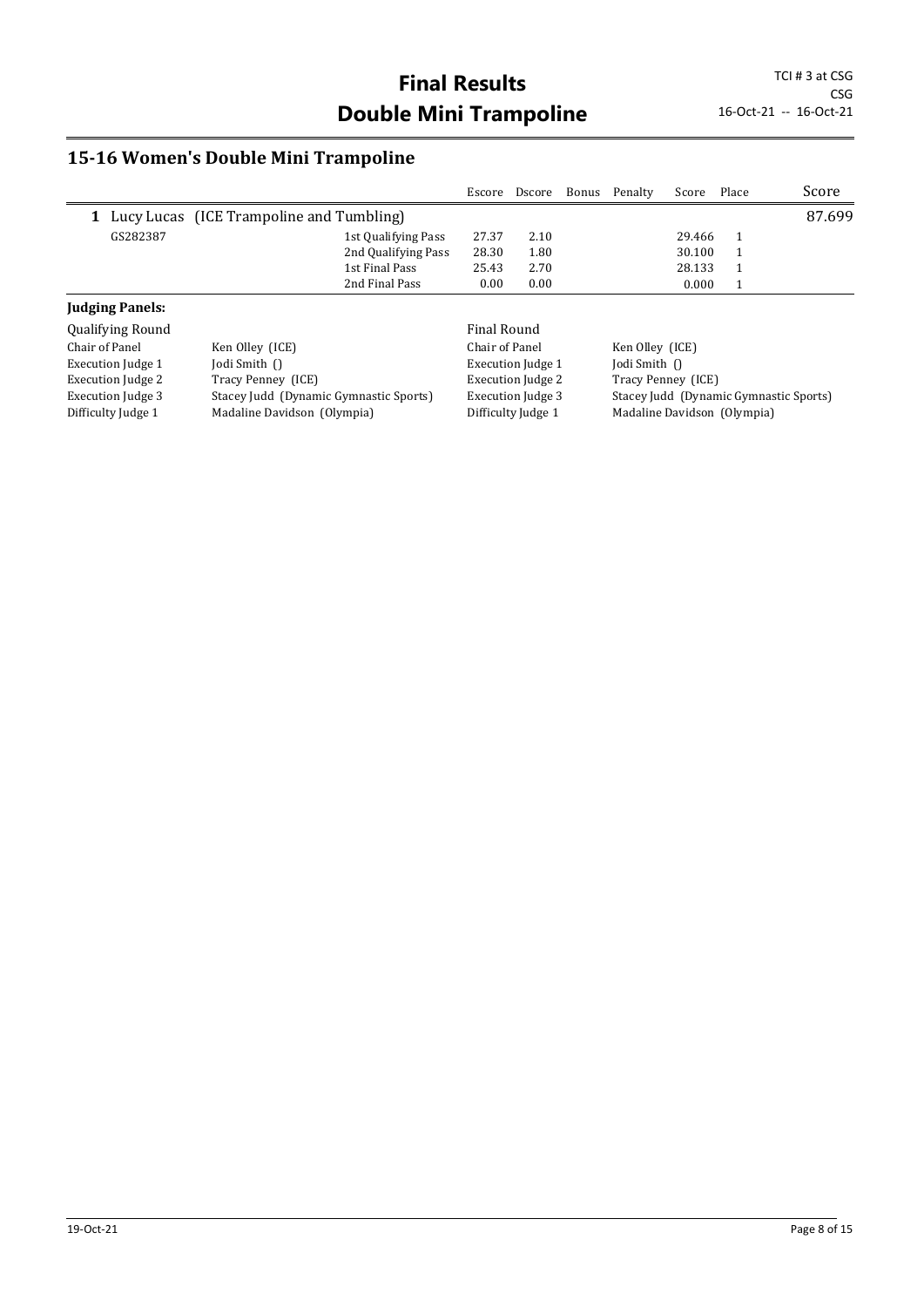# Final Results
# Double Mini Trampoline

TCI # 3 at CSG
CSG
16-Oct-21 -- 16-Oct-21

## 15-16 Women's Double Mini Trampoline

| | | | Escore | Dscore | Bonus | Penalty | Score | Place | Score |
|---|---|---|---|---|---|---|---|---|---|
| **1** | Lucy Lucas (ICE Trampoline and Tumbling) | | | | | | | | 87.699 |
| | GS282387 | 1st Qualifying Pass | 27.37 | 2.10 | | | 29.466 | 1 | |
| | | 2nd Qualifying Pass | 28.30 | 1.80 | | | 30.100 | 1 | |
| | | 1st Final Pass | 25.43 | 2.70 | | | 28.133 | 1 | |
| | | 2nd Final Pass | 0.00 | 0.00 | | | 0.000 | 1 | |

### Judging Panels:

| Qualifying Round | | Final Round | |
|---|---|---|---|
| Chair of Panel | Ken Olley (ICE) | Chair of Panel | Ken Olley (ICE) |
| Execution Judge 1 | Jodi Smith () | Execution Judge 1 | Jodi Smith () |
| Execution Judge 2 | Tracy Penney (ICE) | Execution Judge 2 | Tracy Penney (ICE) |
| Execution Judge 3 | Stacey Judd (Dynamic Gymnastic Sports) | Execution Judge 3 | Stacey Judd (Dynamic Gymnastic Sports) |
| Difficulty Judge 1 | Madaline Davidson (Olympia) | Difficulty Judge 1 | Madaline Davidson (Olympia) |

19-Oct-21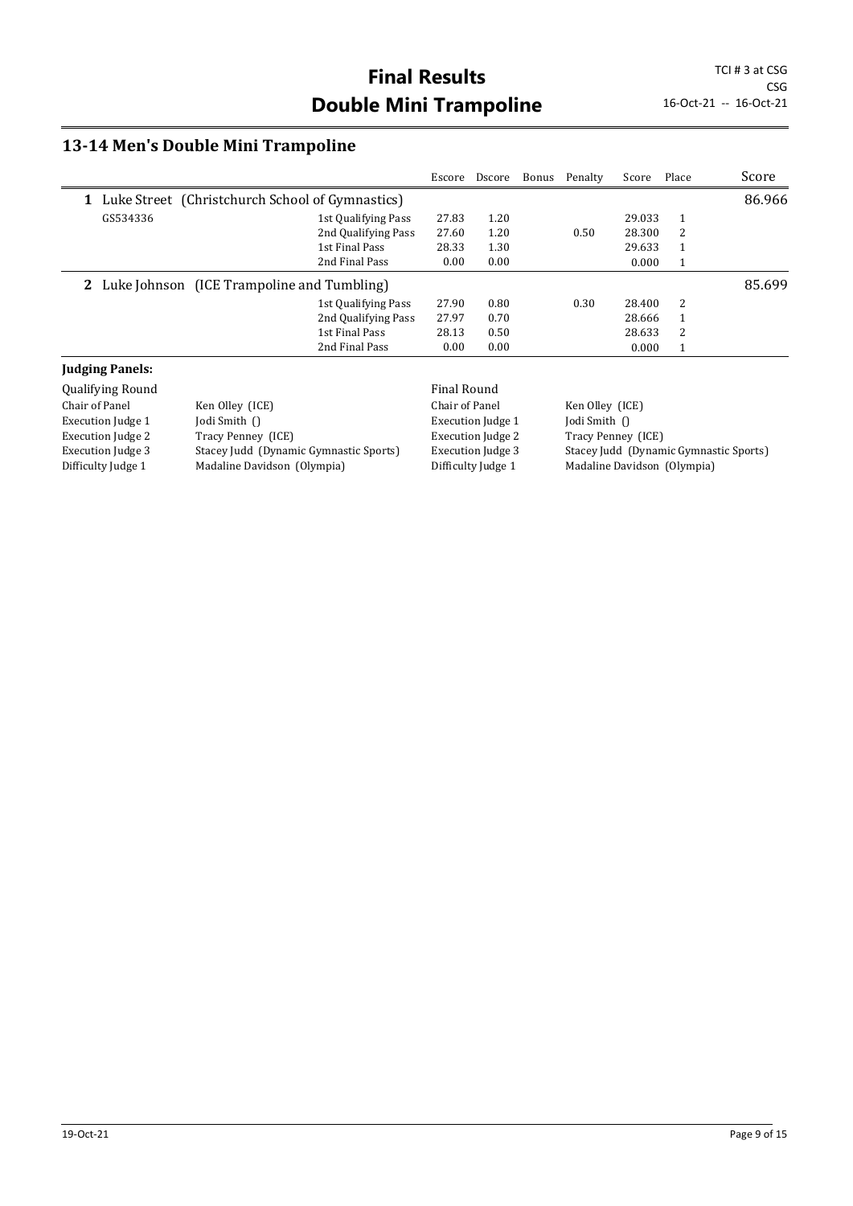# Final Results
# Double Mini Trampoline

TCI # 3 at CSG
CSG
16-Oct-21 -- 16-Oct-21

## 13-14 Men's Double Mini Trampoline

| | | Escore | Dscore | Bonus | Penalty | Score | Place | Score |
|---|---|---|---|---|---|---|---|---|
| **1** Luke Street (Christchurch School of Gymnastics) | | | | | | | | 86.966 |
| GS534336 | 1st Qualifying Pass | 27.83 | 1.20 | | | 29.033 | 1 | |
| | 2nd Qualifying Pass | 27.60 | 1.20 | | 0.50 | 28.300 | 2 | |
| | 1st Final Pass | 28.33 | 1.30 | | | 29.633 | 1 | |
| | 2nd Final Pass | 0.00 | 0.00 | | | 0.000 | 1 | |
| **2** Luke Johnson (ICE Trampoline and Tumbling) | | | | | | | | 85.699 |
| | 1st Qualifying Pass | 27.90 | 0.80 | | 0.30 | 28.400 | 2 | |
| | 2nd Qualifying Pass | 27.97 | 0.70 | | | 28.666 | 1 | |
| | 1st Final Pass | 28.13 | 0.50 | | | 28.633 | 2 | |
| | 2nd Final Pass | 0.00 | 0.00 | | | 0.000 | 1 | |

**Judging Panels:**

| Qualifying Round | | Final Round | |
|---|---|---|---|
| Chair of Panel | Ken Olley (ICE) | Chair of Panel | Ken Olley (ICE) |
| Execution Judge 1 | Jodi Smith () | Execution Judge 1 | Jodi Smith () |
| Execution Judge 2 | Tracy Penney (ICE) | Execution Judge 2 | Tracy Penney (ICE) |
| Execution Judge 3 | Stacey Judd (Dynamic Gymnastic Sports) | Execution Judge 3 | Stacey Judd (Dynamic Gymnastic Sports) |
| Difficulty Judge 1 | Madaline Davidson (Olympia) | Difficulty Judge 1 | Madaline Davidson (Olympia) |

19-Oct-21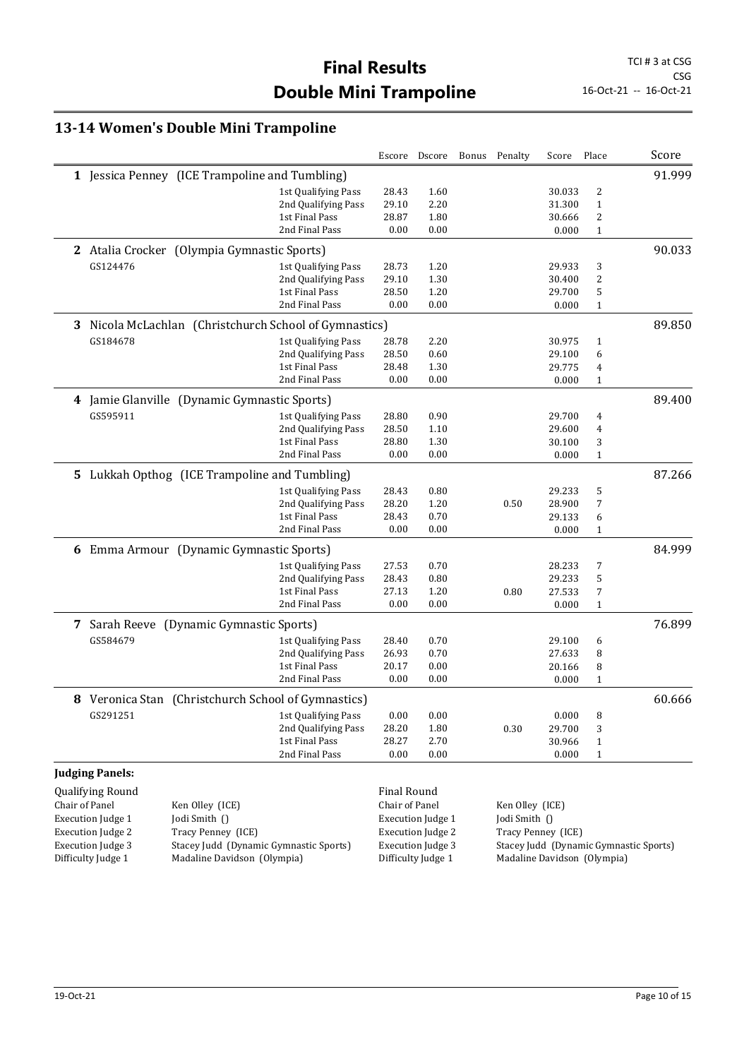# Final Results
# Double Mini Trampoline

TCI # 3 at CSG
CSG
16-Oct-21 -- 16-Oct-21

## 13-14 Women's Double Mini Trampoline

| | | | Escore | Dscore | Bonus | Penalty | Score | Place | Score |
|---|---|---|---|---|---|---|---|---|---|
| **1** | Jessica Penney (ICE Trampoline and Tumbling) | | | | | | | | 91.999 |
| | | 1st Qualifying Pass | 28.43 | 1.60 | | | 30.033 | 2 | |
| | | 2nd Qualifying Pass | 29.10 | 2.20 | | | 31.300 | 1 | |
| | | 1st Final Pass | 28.87 | 1.80 | | | 30.666 | 2 | |
| | | 2nd Final Pass | 0.00 | 0.00 | | | 0.000 | 1 | |
| **2** | Atalia Crocker (Olympia Gymnastic Sports) | | | | | | | | 90.033 |
| | GS124476 | 1st Qualifying Pass | 28.73 | 1.20 | | | 29.933 | 3 | |
| | | 2nd Qualifying Pass | 29.10 | 1.30 | | | 30.400 | 2 | |
| | | 1st Final Pass | 28.50 | 1.20 | | | 29.700 | 5 | |
| | | 2nd Final Pass | 0.00 | 0.00 | | | 0.000 | 1 | |
| **3** | Nicola McLachlan (Christchurch School of Gymnastics) | | | | | | | | 89.850 |
| | GS184678 | 1st Qualifying Pass | 28.78 | 2.20 | | | 30.975 | 1 | |
| | | 2nd Qualifying Pass | 28.50 | 0.60 | | | 29.100 | 6 | |
| | | 1st Final Pass | 28.48 | 1.30 | | | 29.775 | 4 | |
| | | 2nd Final Pass | 0.00 | 0.00 | | | 0.000 | 1 | |
| **4** | Jamie Glanville (Dynamic Gymnastic Sports) | | | | | | | | 89.400 |
| | GS595911 | 1st Qualifying Pass | 28.80 | 0.90 | | | 29.700 | 4 | |
| | | 2nd Qualifying Pass | 28.50 | 1.10 | | | 29.600 | 4 | |
| | | 1st Final Pass | 28.80 | 1.30 | | | 30.100 | 3 | |
| | | 2nd Final Pass | 0.00 | 0.00 | | | 0.000 | 1 | |
| **5** | Lukkah Opthog (ICE Trampoline and Tumbling) | | | | | | | | 87.266 |
| | | 1st Qualifying Pass | 28.43 | 0.80 | | | 29.233 | 5 | |
| | | 2nd Qualifying Pass | 28.20 | 1.20 | | 0.50 | 28.900 | 7 | |
| | | 1st Final Pass | 28.43 | 0.70 | | | 29.133 | 6 | |
| | | 2nd Final Pass | 0.00 | 0.00 | | | 0.000 | 1 | |
| **6** | Emma Armour (Dynamic Gymnastic Sports) | | | | | | | | 84.999 |
| | | 1st Qualifying Pass | 27.53 | 0.70 | | | 28.233 | 7 | |
| | | 2nd Qualifying Pass | 28.43 | 0.80 | | | 29.233 | 5 | |
| | | 1st Final Pass | 27.13 | 1.20 | | 0.80 | 27.533 | 7 | |
| | | 2nd Final Pass | 0.00 | 0.00 | | | 0.000 | 1 | |
| **7** | Sarah Reeve (Dynamic Gymnastic Sports) | | | | | | | | 76.899 |
| | GS584679 | 1st Qualifying Pass | 28.40 | 0.70 | | | 29.100 | 6 | |
| | | 2nd Qualifying Pass | 26.93 | 0.70 | | | 27.633 | 8 | |
| | | 1st Final Pass | 20.17 | 0.00 | | | 20.166 | 8 | |
| | | 2nd Final Pass | 0.00 | 0.00 | | | 0.000 | 1 | |
| **8** | Veronica Stan (Christchurch School of Gymnastics) | | | | | | | | 60.666 |
| | GS291251 | 1st Qualifying Pass | 0.00 | 0.00 | | | 0.000 | 8 | |
| | | 2nd Qualifying Pass | 28.20 | 1.80 | | 0.30 | 29.700 | 3 | |
| | | 1st Final Pass | 28.27 | 2.70 | | | 30.966 | 1 | |
| | | 2nd Final Pass | 0.00 | 0.00 | | | 0.000 | 1 | |

**Judging Panels:**

| Qualifying Round | | Final Round | |
|---|---|---|---|
| Chair of Panel | Ken Olley (ICE) | Chair of Panel | Ken Olley (ICE) |
| Execution Judge 1 | Jodi Smith () | Execution Judge 1 | Jodi Smith () |
| Execution Judge 2 | Tracy Penney (ICE) | Execution Judge 2 | Tracy Penney (ICE) |
| Execution Judge 3 | Stacey Judd (Dynamic Gymnastic Sports) | Execution Judge 3 | Stacey Judd (Dynamic Gymnastic Sports) |
| Difficulty Judge 1 | Madaline Davidson (Olympia) | Difficulty Judge 1 | Madaline Davidson (Olympia) |

19-Oct-21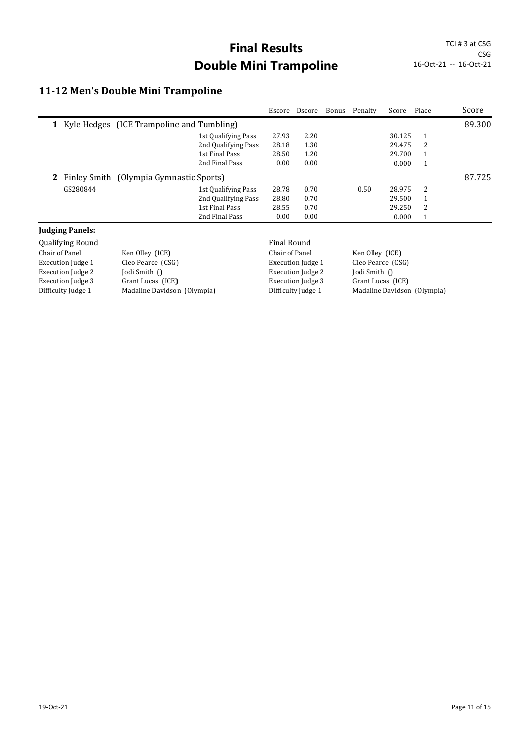# Final Results
# Double Mini Trampoline

TCI # 3 at CSG
CSG
16-Oct-21 -- 16-Oct-21

## 11-12 Men's Double Mini Trampoline

| | | Escore | Dscore | Bonus | Penalty | Score | Place | Score |
|---|---|---|---|---|---|---|---|---|
| **1** Kyle Hedges (ICE Trampoline and Tumbling) | | | | | | | | 89.300 |
| | 1st Qualifying Pass | 27.93 | 2.20 | | | 30.125 | 1 | |
| | 2nd Qualifying Pass | 28.18 | 1.30 | | | 29.475 | 2 | |
| | 1st Final Pass | 28.50 | 1.20 | | | 29.700 | 1 | |
| | 2nd Final Pass | 0.00 | 0.00 | | | 0.000 | 1 | |
| **2** Finley Smith (Olympia Gymnastic Sports) | | | | | | | | 87.725 |
| GS280844 | 1st Qualifying Pass | 28.78 | 0.70 | | 0.50 | 28.975 | 2 | |
| | 2nd Qualifying Pass | 28.80 | 0.70 | | | 29.500 | 1 | |
| | 1st Final Pass | 28.55 | 0.70 | | | 29.250 | 2 | |
| | 2nd Final Pass | 0.00 | 0.00 | | | 0.000 | 1 | |

### Judging Panels:

| Qualifying Round | | Final Round | |
|---|---|---|---|
| Chair of Panel | Ken Olley (ICE) | Chair of Panel | Ken Olley (ICE) |
| Execution Judge 1 | Cleo Pearce (CSG) | Execution Judge 1 | Cleo Pearce (CSG) |
| Execution Judge 2 | Jodi Smith () | Execution Judge 2 | Jodi Smith () |
| Execution Judge 3 | Grant Lucas (ICE) | Execution Judge 3 | Grant Lucas (ICE) |
| Difficulty Judge 1 | Madaline Davidson (Olympia) | Difficulty Judge 1 | Madaline Davidson (Olympia) |

19-Oct-21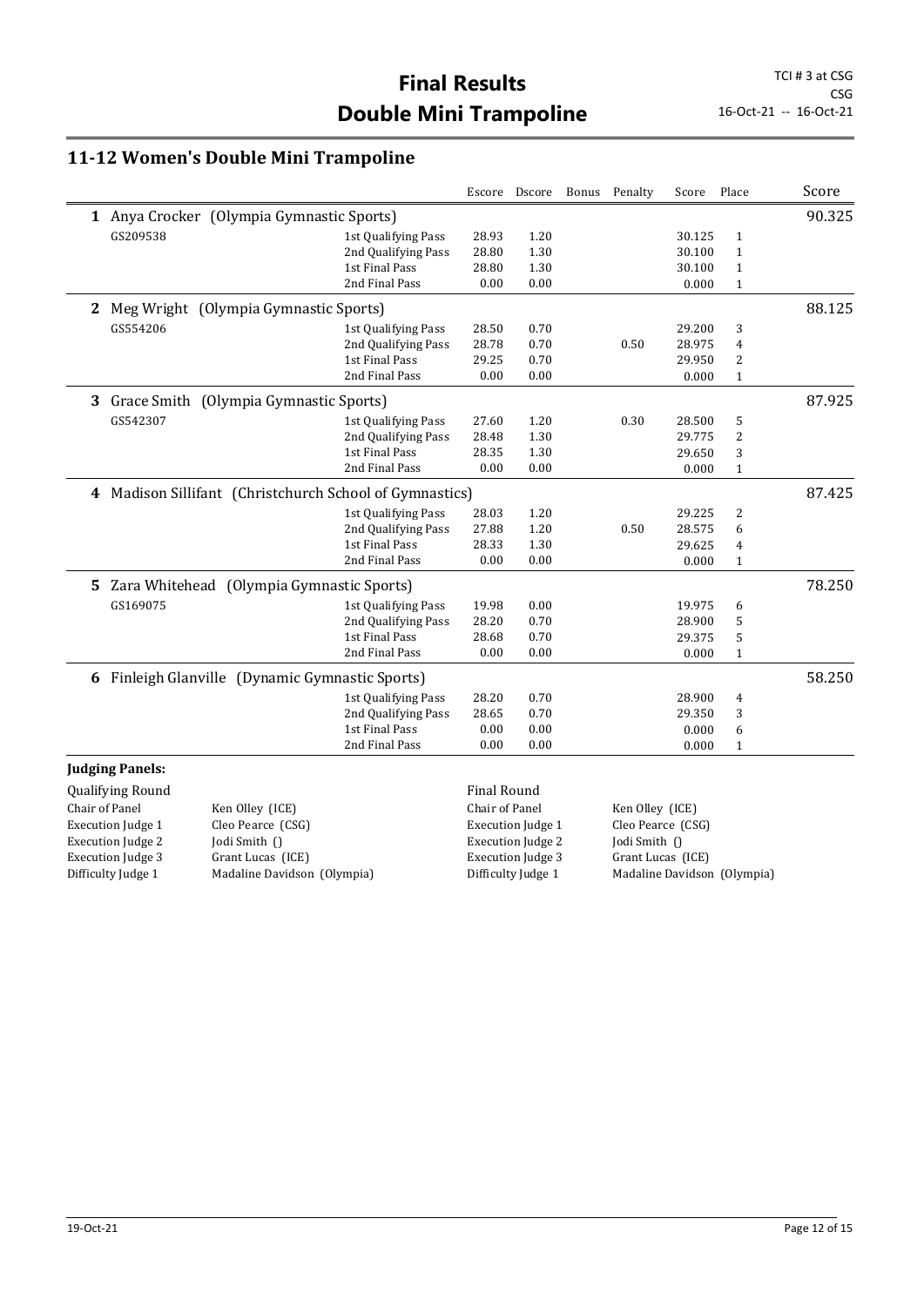# Final Results
# Double Mini Trampoline

TCI # 3 at CSG
CSG
16-Oct-21 -- 16-Oct-21

## 11-12 Women's Double Mini Trampoline

| | Name | Round | Escore | Dscore | Bonus | Penalty | Score | Place | Score |
|---|---|---|---|---|---|---|---|---|---|
| 1 | Anya Crocker (Olympia Gymnastic Sports) | | | | | | | | 90.325 |
| | GS209538 | 1st Qualifying Pass | 28.93 | 1.20 | | | 30.125 | 1 | |
| | | 2nd Qualifying Pass | 28.80 | 1.30 | | | 30.100 | 1 | |
| | | 1st Final Pass | 28.80 | 1.30 | | | 30.100 | 1 | |
| | | 2nd Final Pass | 0.00 | 0.00 | | | 0.000 | 1 | |
| 2 | Meg Wright (Olympia Gymnastic Sports) | | | | | | | | 88.125 |
| | GS554206 | 1st Qualifying Pass | 28.50 | 0.70 | | | 29.200 | 3 | |
| | | 2nd Qualifying Pass | 28.78 | 0.70 | | 0.50 | 28.975 | 4 | |
| | | 1st Final Pass | 29.25 | 0.70 | | | 29.950 | 2 | |
| | | 2nd Final Pass | 0.00 | 0.00 | | | 0.000 | 1 | |
| 3 | Grace Smith (Olympia Gymnastic Sports) | | | | | | | | 87.925 |
| | GS542307 | 1st Qualifying Pass | 27.60 | 1.20 | | 0.30 | 28.500 | 5 | |
| | | 2nd Qualifying Pass | 28.48 | 1.30 | | | 29.775 | 2 | |
| | | 1st Final Pass | 28.35 | 1.30 | | | 29.650 | 3 | |
| | | 2nd Final Pass | 0.00 | 0.00 | | | 0.000 | 1 | |
| 4 | Madison Sillifant (Christchurch School of Gymnastics) | | | | | | | | 87.425 |
| | | 1st Qualifying Pass | 28.03 | 1.20 | | | 29.225 | 2 | |
| | | 2nd Qualifying Pass | 27.88 | 1.20 | | 0.50 | 28.575 | 6 | |
| | | 1st Final Pass | 28.33 | 1.30 | | | 29.625 | 4 | |
| | | 2nd Final Pass | 0.00 | 0.00 | | | 0.000 | 1 | |
| 5 | Zara Whitehead (Olympia Gymnastic Sports) | | | | | | | | 78.250 |
| | GS169075 | 1st Qualifying Pass | 19.98 | 0.00 | | | 19.975 | 6 | |
| | | 2nd Qualifying Pass | 28.20 | 0.70 | | | 28.900 | 5 | |
| | | 1st Final Pass | 28.68 | 0.70 | | | 29.375 | 5 | |
| | | 2nd Final Pass | 0.00 | 0.00 | | | 0.000 | 1 | |
| 6 | Finleigh Glanville (Dynamic Gymnastic Sports) | | | | | | | | 58.250 |
| | | 1st Qualifying Pass | 28.20 | 0.70 | | | 28.900 | 4 | |
| | | 2nd Qualifying Pass | 28.65 | 0.70 | | | 29.350 | 3 | |
| | | 1st Final Pass | 0.00 | 0.00 | | | 0.000 | 6 | |
| | | 2nd Final Pass | 0.00 | 0.00 | | | 0.000 | 1 | |

**Judging Panels:**

| Qualifying Round | | Final Round | |
|---|---|---|---|
| Chair of Panel | Ken Olley (ICE) | Chair of Panel | Ken Olley (ICE) |
| Execution Judge 1 | Cleo Pearce (CSG) | Execution Judge 1 | Cleo Pearce (CSG) |
| Execution Judge 2 | Jodi Smith () | Execution Judge 2 | Jodi Smith () |
| Execution Judge 3 | Grant Lucas (ICE) | Execution Judge 3 | Grant Lucas (ICE) |
| Difficulty Judge 1 | Madaline Davidson (Olympia) | Difficulty Judge 1 | Madaline Davidson (Olympia) |

19-Oct-21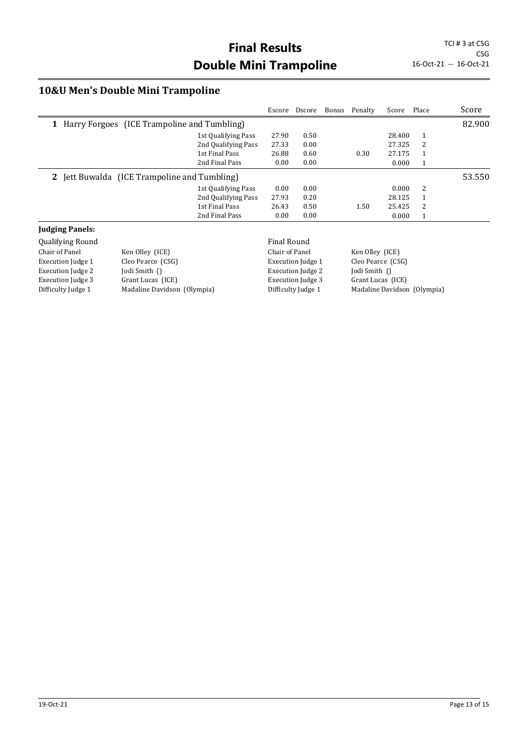# Final Results
# Double Mini Trampoline

TCI # 3 at CSG
CSG
16-Oct-21 -- 16-Oct-21

## 10&U Men's Double Mini Trampoline

| | | Escore | Dscore | Bonus | Penalty | Score | Place | Score |
|---|---|---|---|---|---|---|---|---|
| **1** Harry Forgoes (ICE Trampoline and Tumbling) | | | | | | | | 82.900 |
| | 1st Qualifying Pass | 27.90 | 0.50 | | | 28.400 | 1 | |
| | 2nd Qualifying Pass | 27.33 | 0.00 | | | 27.325 | 2 | |
| | 1st Final Pass | 26.88 | 0.60 | | 0.30 | 27.175 | 1 | |
| | 2nd Final Pass | 0.00 | 0.00 | | | 0.000 | 1 | |
| **2** Jett Buwalda (ICE Trampoline and Tumbling) | | | | | | | | 53.550 |
| | 1st Qualifying Pass | 0.00 | 0.00 | | | 0.000 | 2 | |
| | 2nd Qualifying Pass | 27.93 | 0.20 | | | 28.125 | 1 | |
| | 1st Final Pass | 26.43 | 0.50 | | 1.50 | 25.425 | 2 | |
| | 2nd Final Pass | 0.00 | 0.00 | | | 0.000 | 1 | |

**Judging Panels:**

| Qualifying Round | | Final Round | |
|---|---|---|---|
| Chair of Panel | Ken Olley (ICE) | Chair of Panel | Ken Olley (ICE) |
| Execution Judge 1 | Cleo Pearce (CSG) | Execution Judge 1 | Cleo Pearce (CSG) |
| Execution Judge 2 | Jodi Smith () | Execution Judge 2 | Jodi Smith () |
| Execution Judge 3 | Grant Lucas (ICE) | Execution Judge 3 | Grant Lucas (ICE) |
| Difficulty Judge 1 | Madaline Davidson (Olympia) | Difficulty Judge 1 | Madaline Davidson (Olympia) |

19-Oct-21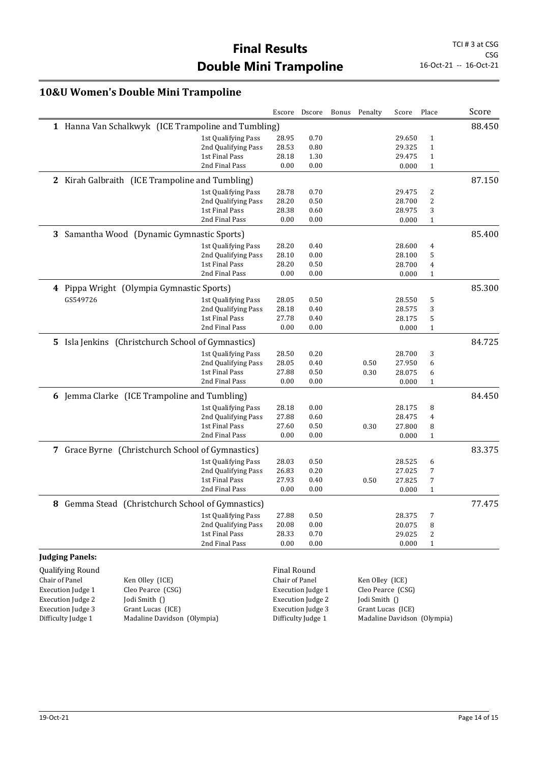# Final Results
# Double Mini Trampoline

TCI # 3 at CSG
CSG
16-Oct-21 -- 16-Oct-21

## 10&U Women's Double Mini Trampoline

| | | Escore | Dscore | Bonus | Penalty | Score | Place | Score |
|---|---|---|---|---|---|---|---|---|
| **1** Hanna Van Schalkwyk (ICE Trampoline and Tumbling) | | | | | | | | 88.450 |
| | 1st Qualifying Pass | 28.95 | 0.70 | | | 29.650 | 1 | |
| | 2nd Qualifying Pass | 28.53 | 0.80 | | | 29.325 | 1 | |
| | 1st Final Pass | 28.18 | 1.30 | | | 29.475 | 1 | |
| | 2nd Final Pass | 0.00 | 0.00 | | | 0.000 | 1 | |
| **2** Kirah Galbraith (ICE Trampoline and Tumbling) | | | | | | | | 87.150 |
| | 1st Qualifying Pass | 28.78 | 0.70 | | | 29.475 | 2 | |
| | 2nd Qualifying Pass | 28.20 | 0.50 | | | 28.700 | 2 | |
| | 1st Final Pass | 28.38 | 0.60 | | | 28.975 | 3 | |
| | 2nd Final Pass | 0.00 | 0.00 | | | 0.000 | 1 | |
| **3** Samantha Wood (Dynamic Gymnastic Sports) | | | | | | | | 85.400 |
| | 1st Qualifying Pass | 28.20 | 0.40 | | | 28.600 | 4 | |
| | 2nd Qualifying Pass | 28.10 | 0.00 | | | 28.100 | 5 | |
| | 1st Final Pass | 28.20 | 0.50 | | | 28.700 | 4 | |
| | 2nd Final Pass | 0.00 | 0.00 | | | 0.000 | 1 | |
| **4** Pippa Wright (Olympia Gymnastic Sports) | | | | | | | | 85.300 |
| GS549726 | 1st Qualifying Pass | 28.05 | 0.50 | | | 28.550 | 5 | |
| | 2nd Qualifying Pass | 28.18 | 0.40 | | | 28.575 | 3 | |
| | 1st Final Pass | 27.78 | 0.40 | | | 28.175 | 5 | |
| | 2nd Final Pass | 0.00 | 0.00 | | | 0.000 | 1 | |
| **5** Isla Jenkins (Christchurch School of Gymnastics) | | | | | | | | 84.725 |
| | 1st Qualifying Pass | 28.50 | 0.20 | | | 28.700 | 3 | |
| | 2nd Qualifying Pass | 28.05 | 0.40 | | 0.50 | 27.950 | 6 | |
| | 1st Final Pass | 27.88 | 0.50 | | 0.30 | 28.075 | 6 | |
| | 2nd Final Pass | 0.00 | 0.00 | | | 0.000 | 1 | |
| **6** Jemma Clarke (ICE Trampoline and Tumbling) | | | | | | | | 84.450 |
| | 1st Qualifying Pass | 28.18 | 0.00 | | | 28.175 | 8 | |
| | 2nd Qualifying Pass | 27.88 | 0.60 | | | 28.475 | 4 | |
| | 1st Final Pass | 27.60 | 0.50 | | 0.30 | 27.800 | 8 | |
| | 2nd Final Pass | 0.00 | 0.00 | | | 0.000 | 1 | |
| **7** Grace Byrne (Christchurch School of Gymnastics) | | | | | | | | 83.375 |
| | 1st Qualifying Pass | 28.03 | 0.50 | | | 28.525 | 6 | |
| | 2nd Qualifying Pass | 26.83 | 0.20 | | | 27.025 | 7 | |
| | 1st Final Pass | 27.93 | 0.40 | | 0.50 | 27.825 | 7 | |
| | 2nd Final Pass | 0.00 | 0.00 | | | 0.000 | 1 | |
| **8** Gemma Stead (Christchurch School of Gymnastics) | | | | | | | | 77.475 |
| | 1st Qualifying Pass | 27.88 | 0.50 | | | 28.375 | 7 | |
| | 2nd Qualifying Pass | 20.08 | 0.00 | | | 20.075 | 8 | |
| | 1st Final Pass | 28.33 | 0.70 | | | 29.025 | 2 | |
| | 2nd Final Pass | 0.00 | 0.00 | | | 0.000 | 1 | |

**Judging Panels:**

| Qualifying Round | | Final Round | |
|---|---|---|---|
| Chair of Panel | Ken Olley (ICE) | Chair of Panel | Ken Olley (ICE) |
| Execution Judge 1 | Cleo Pearce (CSG) | Execution Judge 1 | Cleo Pearce (CSG) |
| Execution Judge 2 | Jodi Smith () | Execution Judge 2 | Jodi Smith () |
| Execution Judge 3 | Grant Lucas (ICE) | Execution Judge 3 | Grant Lucas (ICE) |
| Difficulty Judge 1 | Madaline Davidson (Olympia) | Difficulty Judge 1 | Madaline Davidson (Olympia) |

19-Oct-21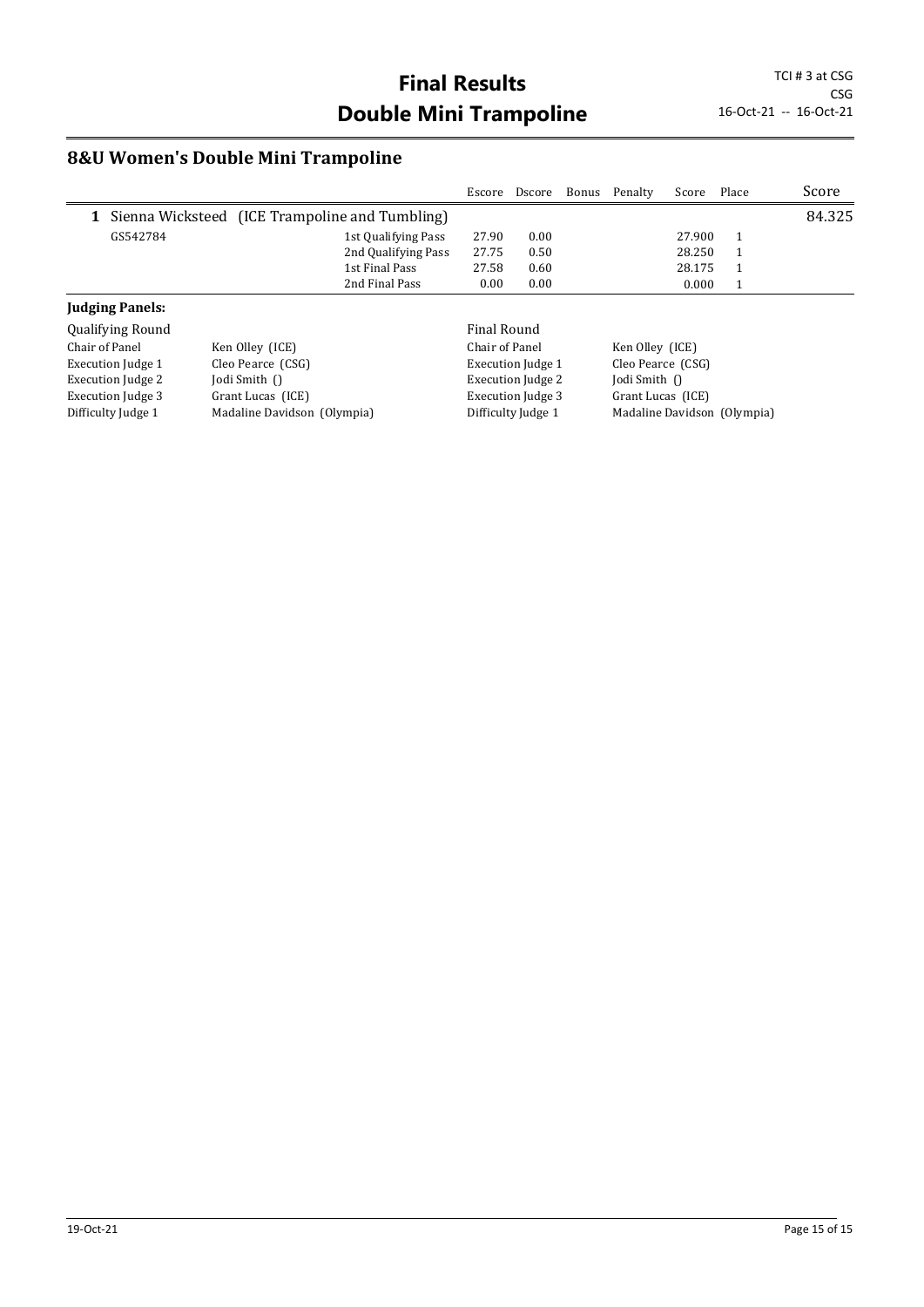# Final Results
# Double Mini Trampoline

TCI # 3 at CSG
CSG
16-Oct-21 -- 16-Oct-21

## 8&U Women's Double Mini Trampoline

| | | | Escore | Dscore | Bonus | Penalty | Score | Place | Score |
|---|---|---|---|---|---|---|---|---|---|
| **1** | Sienna Wicksteed (ICE Trampoline and Tumbling) | | | | | | | | 84.325 |
| | GS542784 | 1st Qualifying Pass | 27.90 | 0.00 | | | 27.900 | 1 | |
| | | 2nd Qualifying Pass | 27.75 | 0.50 | | | 28.250 | 1 | |
| | | 1st Final Pass | 27.58 | 0.60 | | | 28.175 | 1 | |
| | | 2nd Final Pass | 0.00 | 0.00 | | | 0.000 | 1 | |

### Judging Panels:

| Qualifying Round | | Final Round | |
|---|---|---|---|
| Chair of Panel | Ken Olley (ICE) | Chair of Panel | Ken Olley (ICE) |
| Execution Judge 1 | Cleo Pearce (CSG) | Execution Judge 1 | Cleo Pearce (CSG) |
| Execution Judge 2 | Jodi Smith () | Execution Judge 2 | Jodi Smith () |
| Execution Judge 3 | Grant Lucas (ICE) | Execution Judge 3 | Grant Lucas (ICE) |
| Difficulty Judge 1 | Madaline Davidson (Olympia) | Difficulty Judge 1 | Madaline Davidson (Olympia) |

19-Oct-21